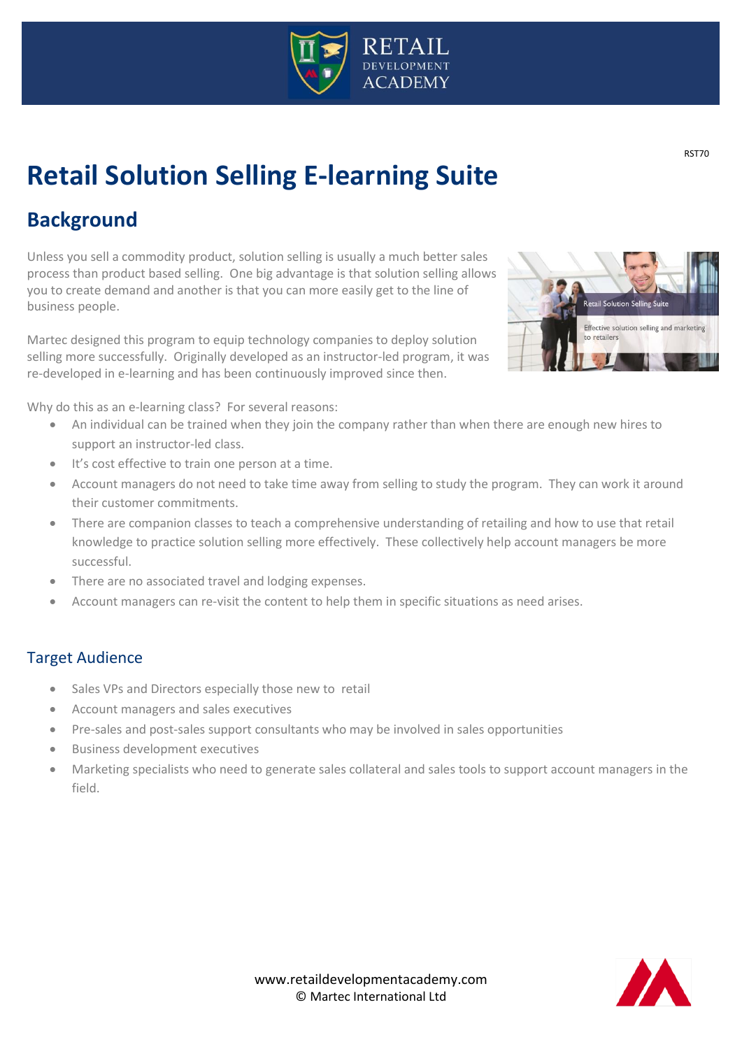RST70

# Retail Solution Selling E-learning Suite

## Background

Unless you sell a commodity product, solution selling is usually a much better sales process than product based selling. One big advantage is that solution selling allows you to create demand and another is that you can more easily get to the line of business people.

Martec designed this program to equip technology companies to deploy solution selling more successfully. Originally developed as an instructor-led program, it was re-developed in e-learning and has been continuously improved since then.

Why do this as an e-learning class? For several reasons:

- An individual can be trained when they join the company rather than when there are enough new hires to support an instructor-led class.
- It's cost effective to train one person at a time.
- Account managers do not need to take time away from selling to study the program. They can work it around their customer commitments.
- There are companion classes to teach a comprehensive understanding of retailing and how to use that retail knowledge to practice solution selling more effectively. These collectively help account managers be more successful.
- There are no associated travel and lodging expenses.
- Account managers can re-visit the content to help them in specific situations as need arises.

### Target Audience

- Sales VPs and Directors especially those new to retail
- Account managers and sales executives
- Pre-sales and post-sales support consultants who may be involved in sales opportunities
- Business development executives
- Marketing specialists who need to generate sales collateral and sales tools to support account managers in the field.

www.retaildevelopmentacademy.com
© Martec International Ltd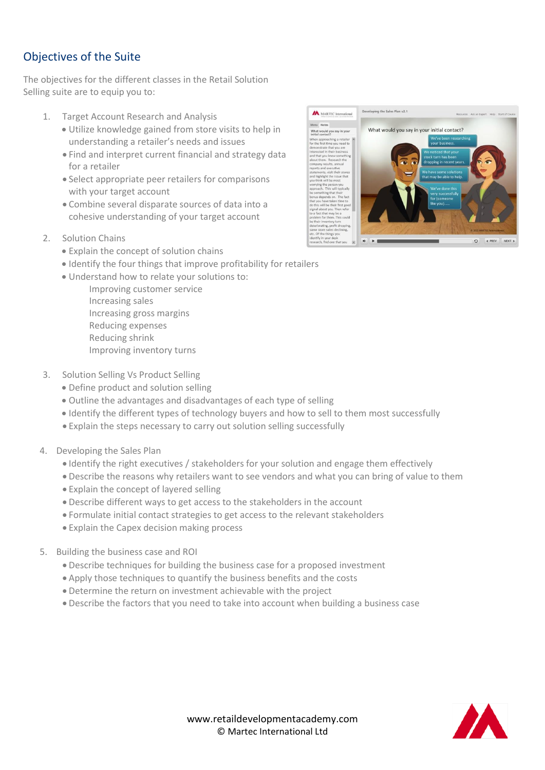## Objectives of the Suite

The objectives for the different classes in the Retail Solution Selling suite are to equip you to:

1. Target Account Research and Analysis
   - Utilize knowledge gained from store visits to help in understanding a retailer's needs and issues
   - Find and interpret current financial and strategy data for a retailer
   - Select appropriate peer retailers for comparisons with your target account
   - Combine several disparate sources of data into a cohesive understanding of your target account

2. Solution Chains
   - Explain the concept of solution chains
   - Identify the four things that improve profitability for retailers
   - Understand how to relate your solutions to:
     - Improving customer service
     - Increasing sales
     - Increasing gross margins
     - Reducing expenses
     - Reducing shrink
     - Improving inventory turns

3. Solution Selling Vs Product Selling
   - Define product and solution selling
   - Outline the advantages and disadvantages of each type of selling
   - Identify the different types of technology buyers and how to sell to them most successfully
   - Explain the steps necessary to carry out solution selling successfully

4. Developing the Sales Plan
   - Identify the right executives / stakeholders for your solution and engage them effectively
   - Describe the reasons why retailers want to see vendors and what you can bring of value to them
   - Explain the concept of layered selling
   - Describe different ways to get access to the stakeholders in the account
   - Formulate initial contact strategies to get access to the relevant stakeholders
   - Explain the Capex decision making process

5. Building the business case and ROI
   - Describe techniques for building the business case for a proposed investment
   - Apply those techniques to quantify the business benefits and the costs
   - Determine the return on investment achievable with the project
   - Describe the factors that you need to take into account when building a business case

www.retaildevelopmentacademy.com
© Martec International Ltd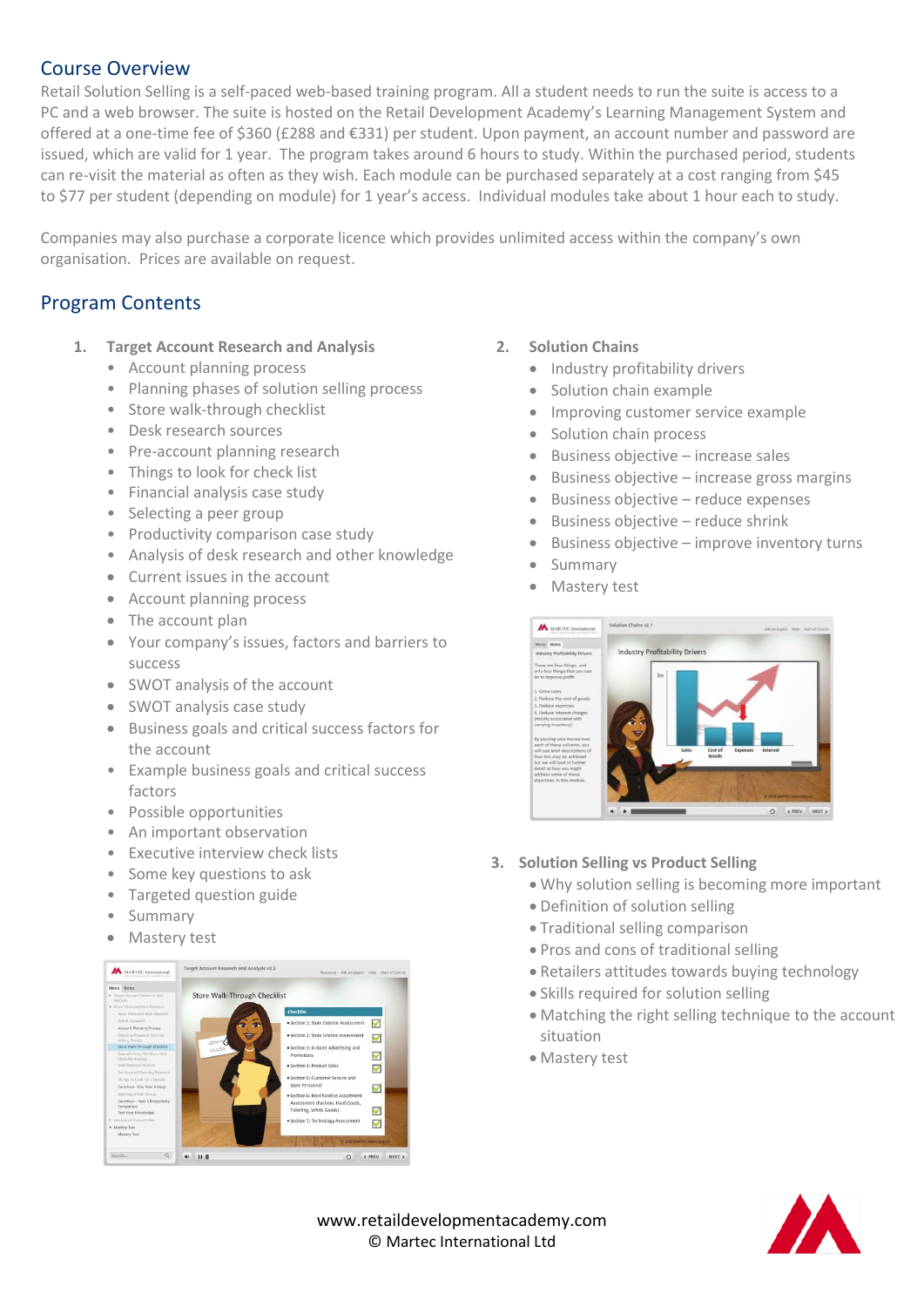## Course Overview

Retail Solution Selling is a self-paced web-based training program. All a student needs to run the suite is access to a PC and a web browser. The suite is hosted on the Retail Development Academy's Learning Management System and offered at a one-time fee of $360 (£288 and €331) per student. Upon payment, an account number and password are issued, which are valid for 1 year. The program takes around 6 hours to study. Within the purchased period, students can re-visit the material as often as they wish. Each module can be purchased separately at a cost ranging from $45 to $77 per student (depending on module) for 1 year's access. Individual modules take about 1 hour each to study.

Companies may also purchase a corporate licence which provides unlimited access within the company's own organisation. Prices are available on request.

## Program Contents

1. **Target Account Research and Analysis**
   - Account planning process
   - Planning phases of solution selling process
   - Store walk-through checklist
   - Desk research sources
   - Pre-account planning research
   - Things to look for check list
   - Financial analysis case study
   - Selecting a peer group
   - Productivity comparison case study
   - Analysis of desk research and other knowledge
   - Current issues in the account
   - Account planning process
   - The account plan
   - Your company's issues, factors and barriers to success
   - SWOT analysis of the account
   - SWOT analysis case study
   - Business goals and critical success factors for the account
   - Example business goals and critical success factors
   - Possible opportunities
   - An important observation
   - Executive interview check lists
   - Some key questions to ask
   - Targeted question guide
   - Summary
   - Mastery test

2. **Solution Chains**
   - Industry profitability drivers
   - Solution chain example
   - Improving customer service example
   - Solution chain process
   - Business objective – increase sales
   - Business objective – increase gross margins
   - Business objective – reduce expenses
   - Business objective – reduce shrink
   - Business objective – improve inventory turns
   - Summary
   - Mastery test

3. **Solution Selling vs Product Selling**
   - Why solution selling is becoming more important
   - Definition of solution selling
   - Traditional selling comparison
   - Pros and cons of traditional selling
   - Retailers attitudes towards buying technology
   - Skills required for solution selling
   - Matching the right selling technique to the account situation
   - Mastery test

www.retaildevelopmentacademy.com
© Martec International Ltd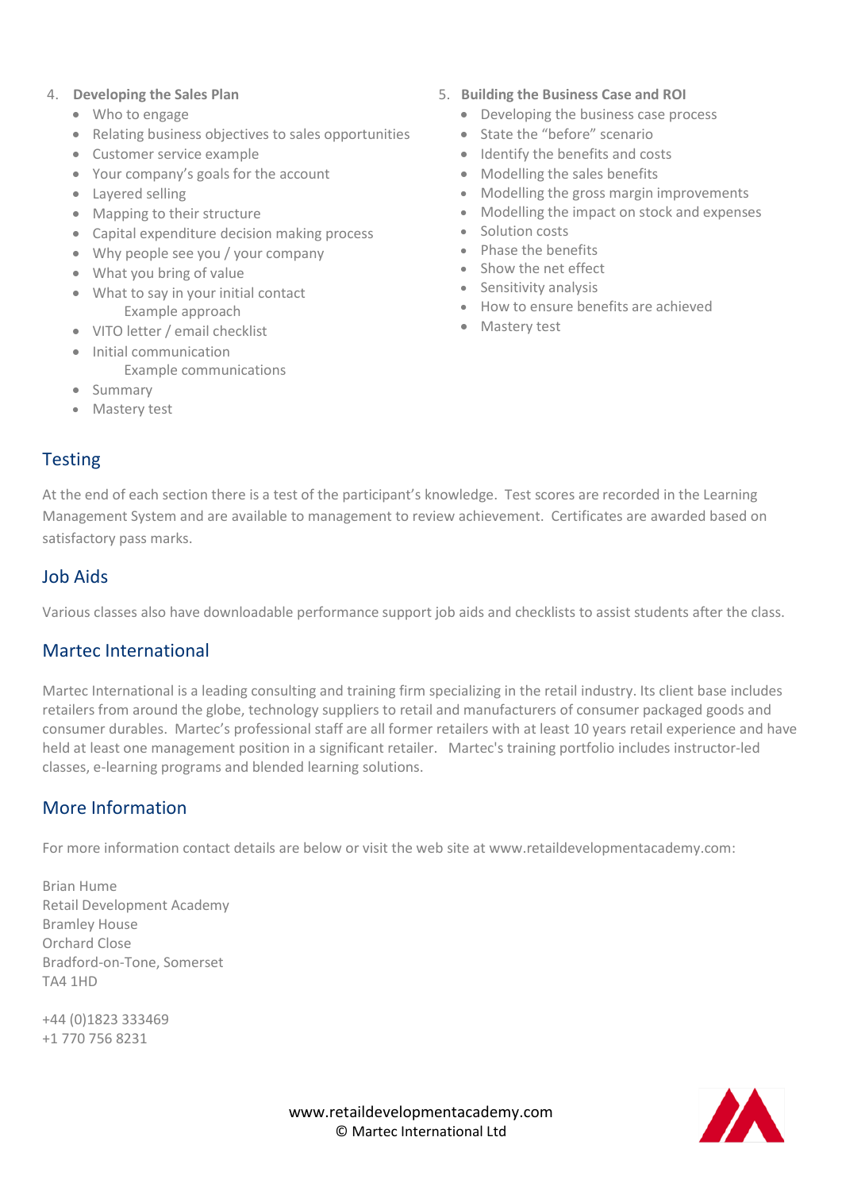4. **Developing the Sales Plan**
   - Who to engage
   - Relating business objectives to sales opportunities
   - Customer service example
   - Your company's goals for the account
   - Layered selling
   - Mapping to their structure
   - Capital expenditure decision making process
   - Why people see you / your company
   - What you bring of value
   - What to say in your initial contact
     - Example approach
   - VITO letter / email checklist
   - Initial communication
     - Example communications
   - Summary
   - Mastery test

5. **Building the Business Case and ROI**
   - Developing the business case process
   - State the "before" scenario
   - Identify the benefits and costs
   - Modelling the sales benefits
   - Modelling the gross margin improvements
   - Modelling the impact on stock and expenses
   - Solution costs
   - Phase the benefits
   - Show the net effect
   - Sensitivity analysis
   - How to ensure benefits are achieved
   - Mastery test

## Testing

At the end of each section there is a test of the participant's knowledge. Test scores are recorded in the Learning Management System and are available to management to review achievement. Certificates are awarded based on satisfactory pass marks.

## Job Aids

Various classes also have downloadable performance support job aids and checklists to assist students after the class.

## Martec International

Martec International is a leading consulting and training firm specializing in the retail industry. Its client base includes retailers from around the globe, technology suppliers to retail and manufacturers of consumer packaged goods and consumer durables. Martec's professional staff are all former retailers with at least 10 years retail experience and have held at least one management position in a significant retailer. Martec's training portfolio includes instructor-led classes, e-learning programs and blended learning solutions.

## More Information

For more information contact details are below or visit the web site at www.retaildevelopmentacademy.com:

Brian Hume
Retail Development Academy
Bramley House
Orchard Close
Bradford-on-Tone, Somerset
TA4 1HD

+44 (0)1823 333469
+1 770 756 8231

www.retaildevelopmentacademy.com
© Martec International Ltd